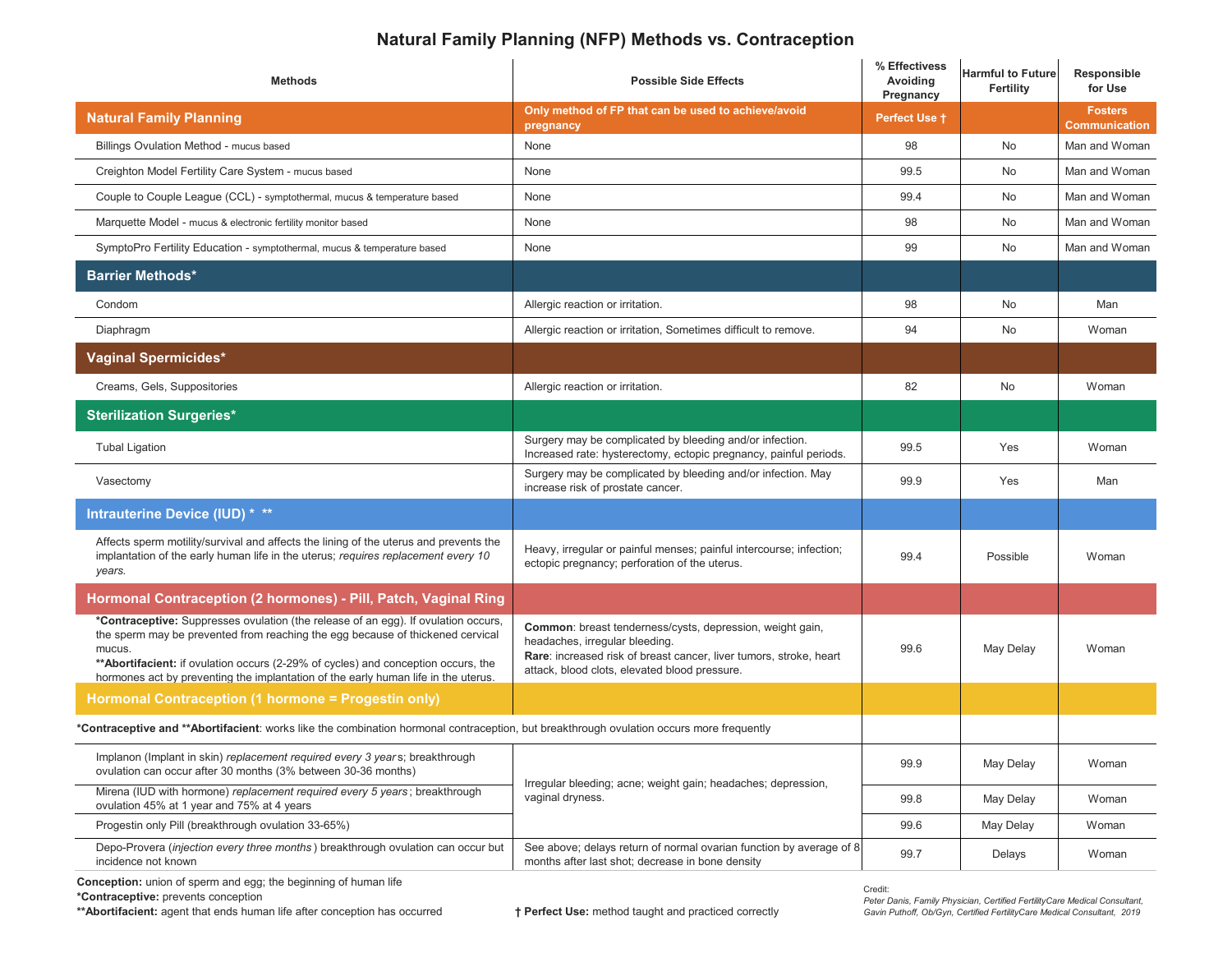# Natural Family Planning (NFP) Methods vs. Contraception

| Methods | Possible Side Effects | % Effectivess Avoiding Pregnancy | Harmful to Future Fertility | Responsible for Use |
|---|---|---|---|---|
| **Natural Family Planning** | **Only method of FP that can be used to achieve/avoid pregnancy** | **Perfect Use †** | | **Fosters Communication** |
| Billings Ovulation Method - mucus based | None | 98 | No | Man and Woman |
| Creighton Model Fertility Care System - mucus based | None | 99.5 | No | Man and Woman |
| Couple to Couple League (CCL) - symptothermal, mucus & temperature based | None | 99.4 | No | Man and Woman |
| Marquette Model - mucus & electronic fertility monitor based | None | 98 | No | Man and Woman |
| SymptoPro Fertility Education - symptothermal, mucus & temperature based | None | 99 | No | Man and Woman |
| **Barrier Methods*** | | | | |
| Condom | Allergic reaction or irritation. | 98 | No | Man |
| Diaphragm | Allergic reaction or irritation, Sometimes difficult to remove. | 94 | No | Woman |
| **Vaginal Spermicides*** | | | | |
| Creams, Gels, Suppositories | Allergic reaction or irritation. | 82 | No | Woman |
| **Sterilization Surgeries*** | | | | |
| Tubal Ligation | Surgery may be complicated by bleeding and/or infection. Increased rate: hysterectomy, ectopic pregnancy, painful periods. | 99.5 | Yes | Woman |
| Vasectomy | Surgery may be complicated by bleeding and/or infection. May increase risk of prostate cancer. | 99.9 | Yes | Man |
| **Intrauterine Device (IUD) * **** | | | | |
| Affects sperm motility/survival and affects the lining of the uterus and prevents the implantation of the early human life in the uterus; *requires replacement every 10 years.* | Heavy, irregular or painful menses; painful intercourse; infection; ectopic pregnancy; perforation of the uterus. | 99.4 | Possible | Woman |
| **Hormonal Contraception (2 hormones) - Pill, Patch, Vaginal Ring** | | | | |
| ***Contraceptive:** Suppresses ovulation (the release of an egg). If ovulation occurs, the sperm may be prevented from reaching the egg because of thickened cervical mucus. ****Abortifacient:** if ovulation occurs (2-29% of cycles) and conception occurs, the hormones act by preventing the implantation of the early human life in the uterus. | **Common**: breast tenderness/cysts, depression, weight gain, headaches, irregular bleeding. **Rare**: increased risk of breast cancer, liver tumors, stroke, heart attack, blood clots, elevated blood pressure. | 99.6 | May Delay | Woman |
| **Hormonal Contraception (1 hormone = Progestin only)** | | | | |
| ***Contraceptive and **Abortifacient**: works like the combination hormonal contraception, but breakthrough ovulation occurs more frequently | | | | |
| Implanon (Implant in skin) *replacement required every 3 years*; breakthrough ovulation can occur after 30 months (3% between 30-36 months) | Irregular bleeding; acne; weight gain; headaches; depression, vaginal dryness. | 99.9 | May Delay | Woman |
| Mirena (IUD with hormone) *replacement required every 5 years*; breakthrough ovulation 45% at 1 year and 75% at 4 years | | 99.8 | May Delay | Woman |
| Progestin only Pill (breakthrough ovulation 33-65%) | | 99.6 | May Delay | Woman |
| Depo-Provera (*injection every three months*) breakthrough ovulation can occur but incidence not known | See above; delays return of normal ovarian function by average of 8 months after last shot; decrease in bone density | 99.7 | Delays | Woman |

**Conception:** union of sperm and egg; the beginning of human life
***Contraceptive:** prevents conception
****Abortifacient:** agent that ends human life after conception has occurred

**† Perfect Use:** method taught and practiced correctly

Credit:
*Peter Danis, Family Physician, Certified FertilityCare Medical Consultant,*
*Gavin Puthoff, Ob/Gyn, Certified FertilityCare Medical Consultant, 2019*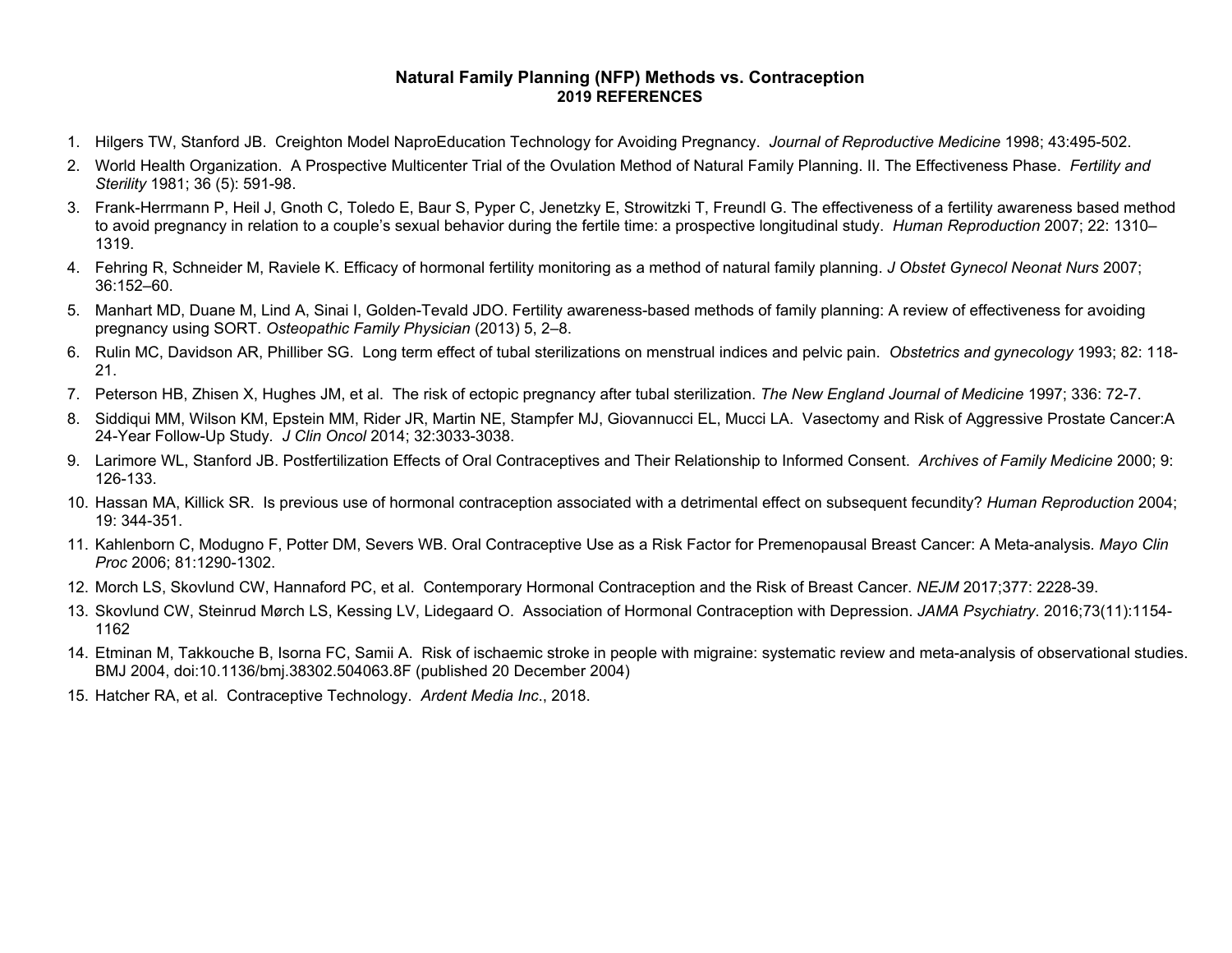**Natural Family Planning (NFP) Methods vs. Contraception**
**2019 REFERENCES**

1. Hilgers TW, Stanford JB. Creighton Model NaproEducation Technology for Avoiding Pregnancy. *Journal of Reproductive Medicine* 1998; 43:495-502.
2. World Health Organization. A Prospective Multicenter Trial of the Ovulation Method of Natural Family Planning. II. The Effectiveness Phase. *Fertility and Sterility* 1981; 36 (5): 591-98.
3. Frank-Herrmann P, Heil J, Gnoth C, Toledo E, Baur S, Pyper C, Jenetzky E, Strowitzki T, Freundl G. The effectiveness of a fertility awareness based method to avoid pregnancy in relation to a couple's sexual behavior during the fertile time: a prospective longitudinal study. *Human Reproduction* 2007; 22: 1310–1319.
4. Fehring R, Schneider M, Raviele K. Efficacy of hormonal fertility monitoring as a method of natural family planning. *J Obstet Gynecol Neonat Nurs* 2007; 36:152–60.
5. Manhart MD, Duane M, Lind A, Sinai I, Golden-Tevald JDO. Fertility awareness-based methods of family planning: A review of effectiveness for avoiding pregnancy using SORT. *Osteopathic Family Physician* (2013) 5, 2–8.
6. Rulin MC, Davidson AR, Philliber SG. Long term effect of tubal sterilizations on menstrual indices and pelvic pain. *Obstetrics and gynecology* 1993; 82: 118-21.
7. Peterson HB, Zhisen X, Hughes JM, et al. The risk of ectopic pregnancy after tubal sterilization. *The New England Journal of Medicine* 1997; 336: 72-7.
8. Siddiqui MM, Wilson KM, Epstein MM, Rider JR, Martin NE, Stampfer MJ, Giovannucci EL, Mucci LA. Vasectomy and Risk of Aggressive Prostate Cancer:A 24-Year Follow-Up Study. *J Clin Oncol* 2014; 32:3033-3038.
9. Larimore WL, Stanford JB. Postfertilization Effects of Oral Contraceptives and Their Relationship to Informed Consent. *Archives of Family Medicine* 2000; 9: 126-133.
10. Hassan MA, Killick SR. Is previous use of hormonal contraception associated with a detrimental effect on subsequent fecundity? *Human Reproduction* 2004; 19: 344-351.
11. Kahlenborn C, Modugno F, Potter DM, Severs WB. Oral Contraceptive Use as a Risk Factor for Premenopausal Breast Cancer: A Meta-analysis. *Mayo Clin Proc* 2006; 81:1290-1302.
12. Morch LS, Skovlund CW, Hannaford PC, et al. Contemporary Hormonal Contraception and the Risk of Breast Cancer. *NEJM* 2017;377: 2228-39.
13. Skovlund CW, Steinrud Mørch LS, Kessing LV, Lidegaard O. Association of Hormonal Contraception with Depression. *JAMA Psychiatry*. 2016;73(11):1154-1162
14. Etminan M, Takkouche B, Isorna FC, Samii A. Risk of ischaemic stroke in people with migraine: systematic review and meta-analysis of observational studies. BMJ 2004, doi:10.1136/bmj.38302.504063.8F (published 20 December 2004)
15. Hatcher RA, et al. Contraceptive Technology. *Ardent Media Inc*., 2018.